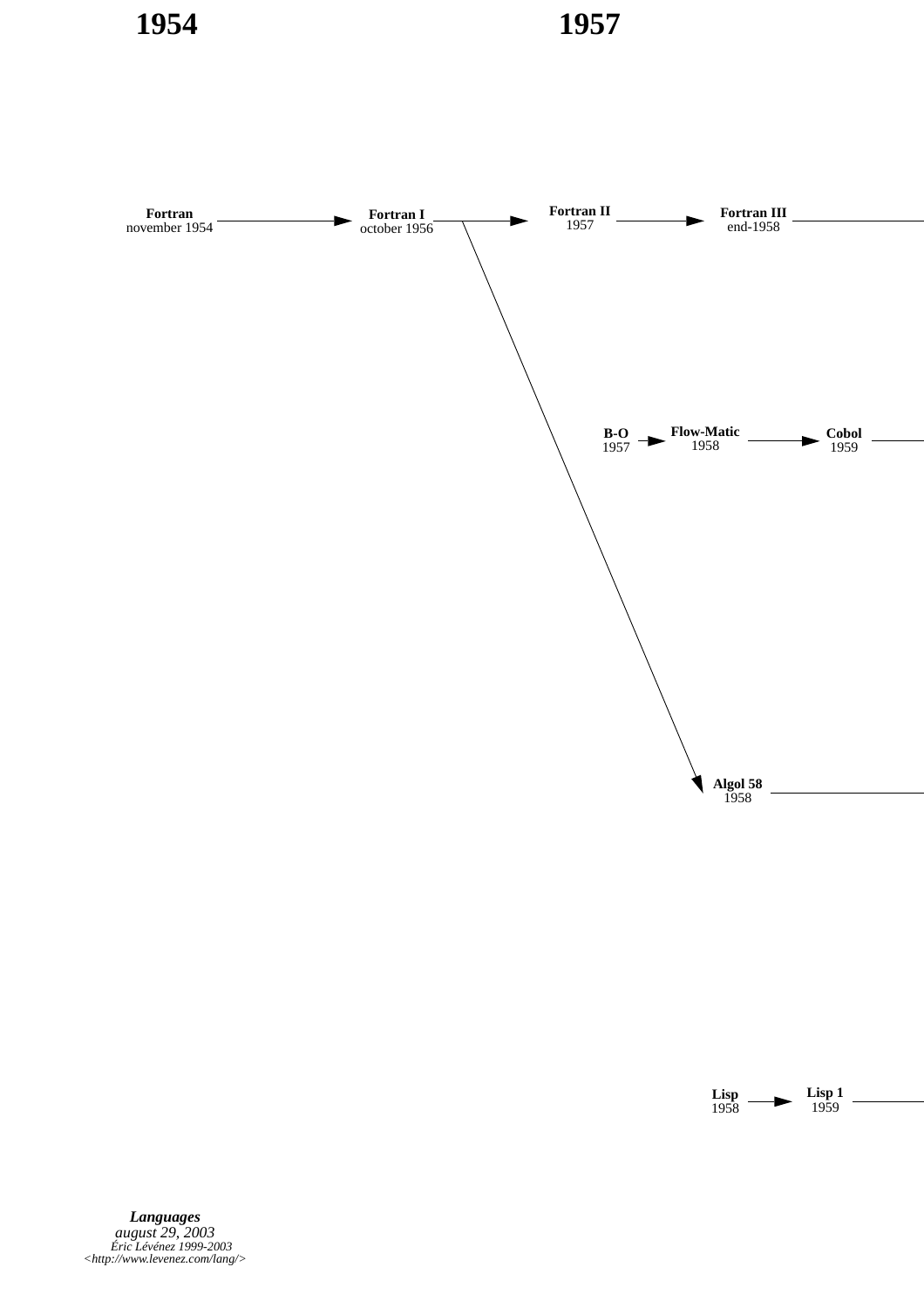# 1954

# 1957

**Fortran**
november 1954

**Fortran I**
october 1956

**Fortran II**
1957

**Fortran III**
end-1958

**B-O**
1957

**Flow-Matic**
1958

**Cobol**
1959

**Algol 58**
1958

**Lisp**
1958

**Lisp 1**
1959

***Languages***
*august 29, 2003*
*Éric Lévénez 1999-2003*
*<http://www.levenez.com/lang/>*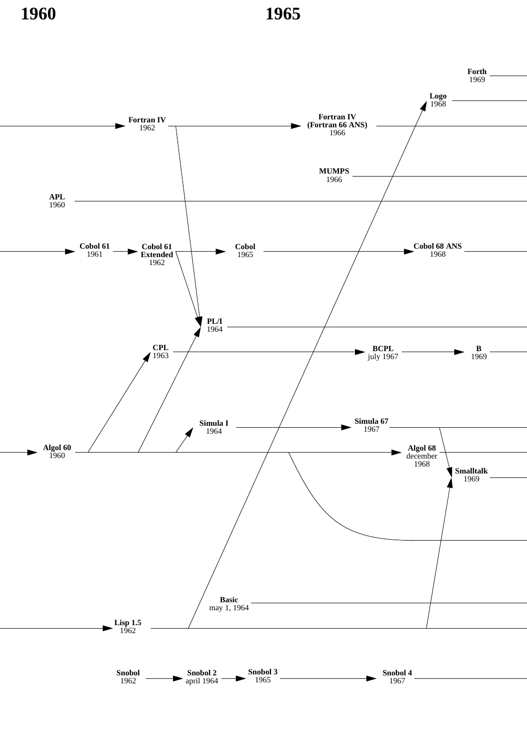# 1960

# 1965

**Forth**
1969

**Logo**
1968

**Fortran IV**
1962

**Fortran IV**
**(Fortran 66 ANS)**
1966

**MUMPS**
1966

**APL**
1960

**Cobol 61**
1961

**Cobol 61**
**Extended**
1962

**Cobol**
1965

**Cobol 68 ANS**
1968

**PL/I**
1964

**CPL**
1963

**BCPL**
july 1967

**B**
1969

**Simula I**
1964

**Simula 67**
1967

**Algol 60**
1960

**Algol 68**
december
1968

**Smalltalk**
1969

**Basic**
may 1, 1964

**Lisp 1.5**
1962

**Snobol**
1962

**Snobol 2**
april 1964

**Snobol 3**
1965

**Snobol 4**
1967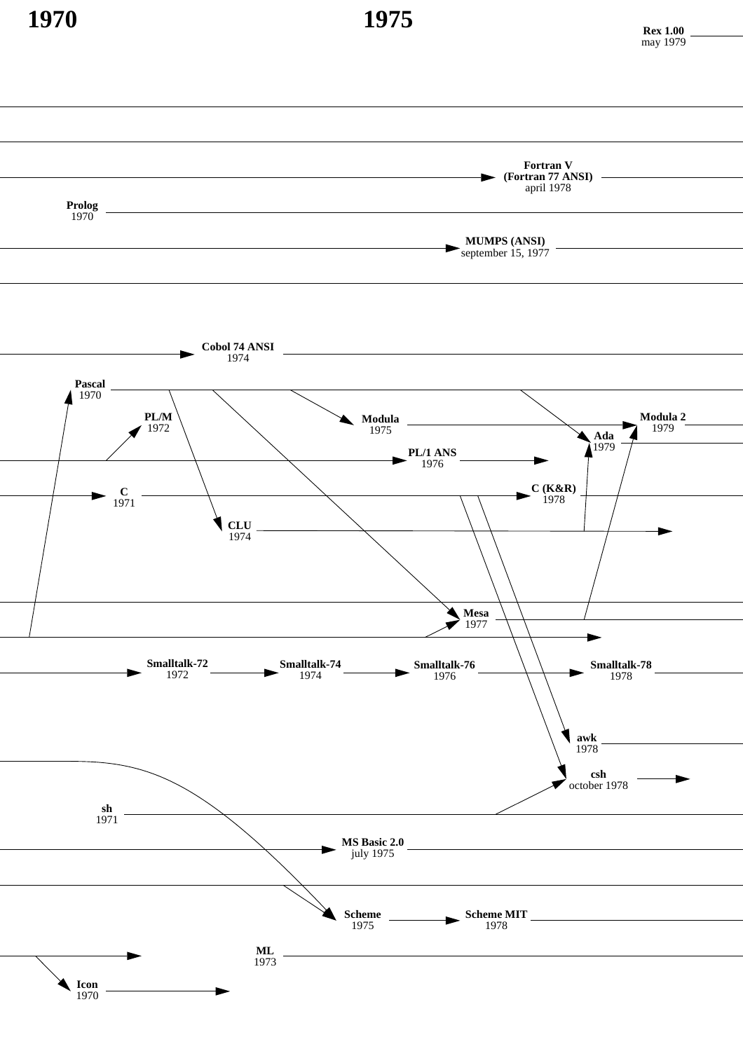**1970** **1975**

**Rex 1.00**
may 1979

**Fortran V**
**(Fortran 77 ANSI)**
april 1978

**Prolog**
1970

**MUMPS (ANSI)**
september 15, 1977

**Cobol 74 ANSI**
1974

**Pascal**
1970

**PL/M**
1972

**Modula**
1975

**Modula 2**
1979

**Ada**
1979

**PL/1 ANS**
1976

**C**
1971

**C (K&R)**
1978

**CLU**
1974

**Mesa**
1977

**Smalltalk-72**
1972

**Smalltalk-74**
1974

**Smalltalk-76**
1976

**Smalltalk-78**
1978

**awk**
1978

**csh**
october 1978

**sh**
1971

**MS Basic 2.0**
july 1975

**Scheme**
1975

**Scheme MIT**
1978

**ML**
1973

**Icon**
1970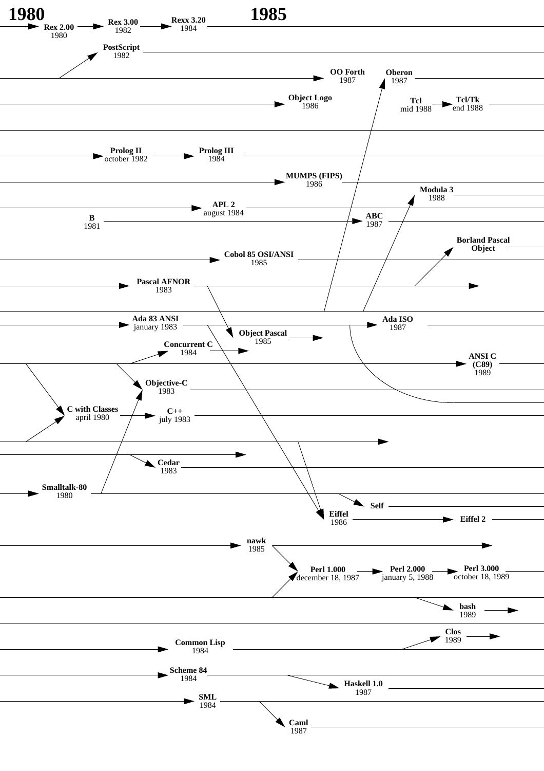**1980** **1985**

**Rex 2.00**
1980

**Rex 3.00**
1982

**Rexx 3.20**
1984

**PostScript**
1982

**OO Forth**
1987

**Oberon**
1987

**Object Logo**
1986

**Tcl**
mid 1988

**Tcl/Tk**
end 1988

**Prolog II**
october 1982

**Prolog III**
1984

**MUMPS (FIPS)**
1986

**Modula 3**
1988

**APL 2**
august 1984

**B**
1981

**ABC**
1987

**Borland Pascal Object**

**Cobol 85 OSI/ANSI**
1985

**Pascal AFNOR**
1983

**Ada 83 ANSI**
january 1983

**Ada ISO**
1987

**Object Pascal**
1985

**Concurrent C**
1984

**ANSI C (C89)**
1989

**Objective-C**
1983

**C with Classes**
april 1980

**C++**
july 1983

**Cedar**
1983

**Smalltalk-80**
1980

**Self**

**Eiffel**
1986

**Eiffel 2**

**nawk**
1985

**Perl 1.000**
december 18, 1987

**Perl 2.000**
january 5, 1988

**Perl 3.000**
october 18, 1989

**bash**
1989

**Clos**
1989

**Common Lisp**
1984

**Scheme 84**
1984

**Haskell 1.0**
1987

**SML**
1984

**Caml**
1987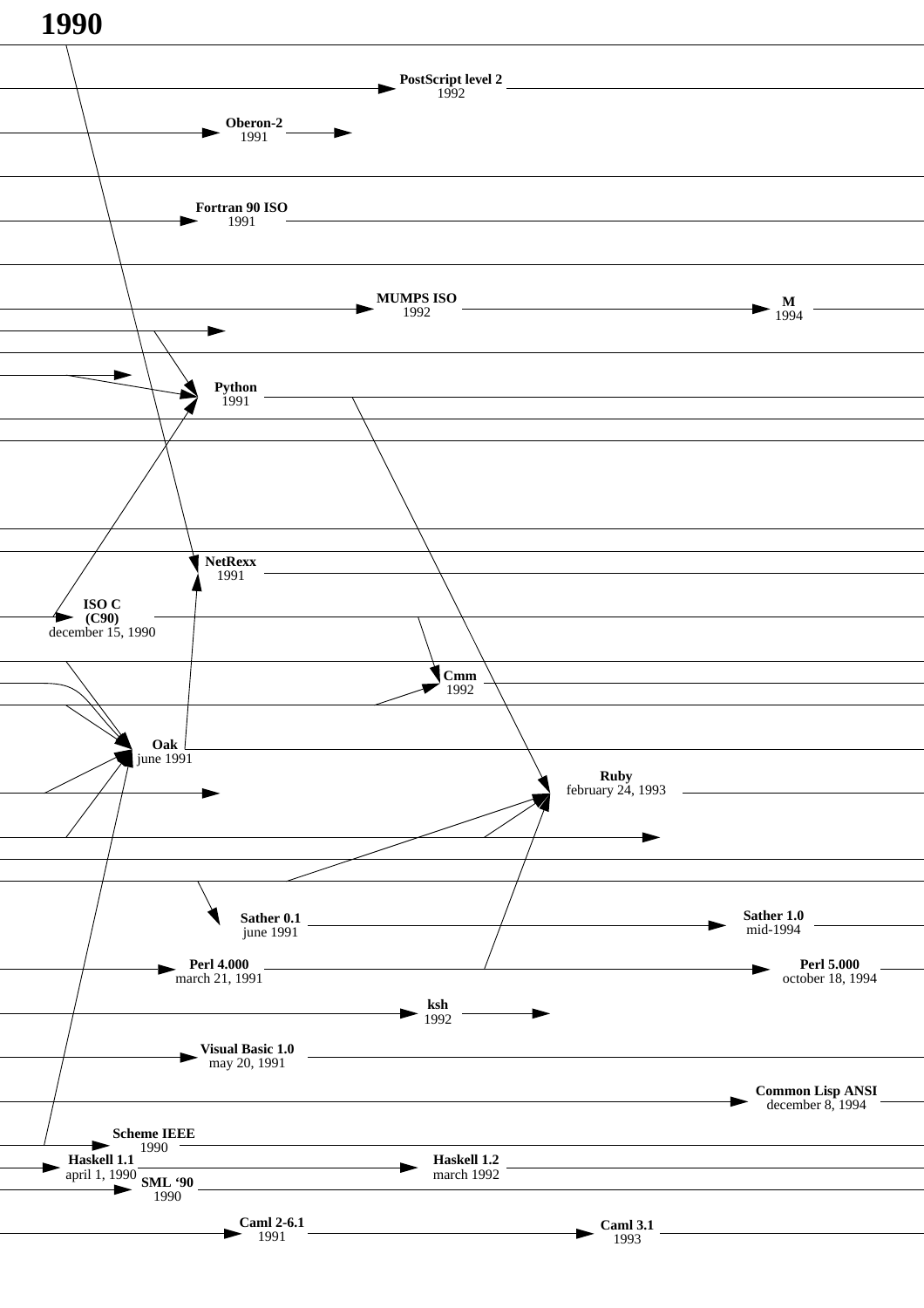# 1990

**PostScript level 2**
1992

**Oberon-2**
1991

**Fortran 90 ISO**
1991

**MUMPS ISO**
1992

**M**
1994

**Python**
1991

**NetRexx**
1991

**ISO C**
**(C90)**
december 15, 1990

**Cmm**
1992

**Oak**
june 1991

**Ruby**
february 24, 1993

**Sather 0.1**
june 1991

**Sather 1.0**
mid-1994

**Perl 4.000**
march 21, 1991

**Perl 5.000**
october 18, 1994

**ksh**
1992

**Visual Basic 1.0**
may 20, 1991

**Common Lisp ANSI**
december 8, 1994

**Scheme IEEE**
1990

**Haskell 1.1**
april 1, 1990

**Haskell 1.2**
march 1992

**SML '90**
1990

**Caml 2-6.1**
1991

**Caml 3.1**
1993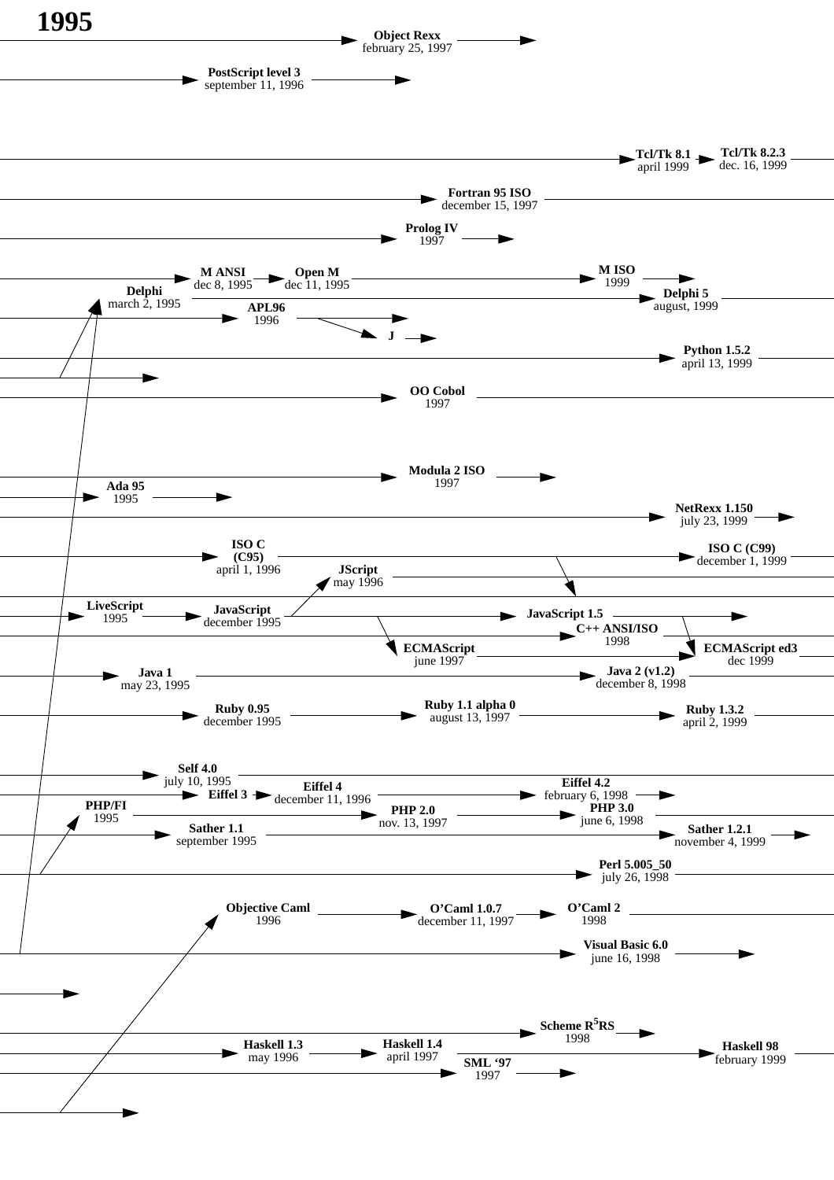# 1995

**Object Rexx**
february 25, 1997

**PostScript level 3**
september 11, 1996

**Tcl/Tk 8.1**
april 1999

**Tcl/Tk 8.2.3**
dec. 16, 1999

**Fortran 95 ISO**
december 15, 1997

**Prolog IV**
1997

**M ANSI**
dec 8, 1995

**Open M**
dec 11, 1995

**M ISO**
1999

**Delphi**
march 2, 1995

**Delphi 5**
august, 1999

**APL96**
1996

**J**

**Python 1.5.2**
april 13, 1999

**OO Cobol**
1997

**Modula 2 ISO**
1997

**Ada 95**
1995

**NetRexx 1.150**
july 23, 1999

**ISO C (C95)**
april 1, 1996

**ISO C (C99)**
december 1, 1999

**JScript**
may 1996

**LiveScript**
1995

**JavaScript**
december 1995

**JavaScript 1.5**

**C++ ANSI/ISO**
1998

**ECMAScript**
june 1997

**ECMAScript ed3**
dec 1999

**Java 1**
may 23, 1995

**Java 2 (v1.2)**
december 8, 1998

**Ruby 0.95**
december 1995

**Ruby 1.1 alpha 0**
august 13, 1997

**Ruby 1.3.2**
april 2, 1999

**Self 4.0**
july 10, 1995

**Eiffel 3**

**Eiffel 4**
december 11, 1996

**Eiffel 4.2**
february 6, 1998

**PHP/FI**
1995

**PHP 2.0**
nov. 13, 1997

**PHP 3.0**
june 6, 1998

**Sather 1.1**
september 1995

**Sather 1.2.1**
november 4, 1999

**Perl 5.005_50**
july 26, 1998

**Objective Caml**
1996

**O'Caml 1.0.7**
december 11, 1997

**O'Caml 2**
1998

**Visual Basic 6.0**
june 16, 1998

**Scheme R5RS**
1998

**Haskell 1.3**
may 1996

**Haskell 1.4**
april 1997

**Haskell 98**
february 1999

**SML '97**
1997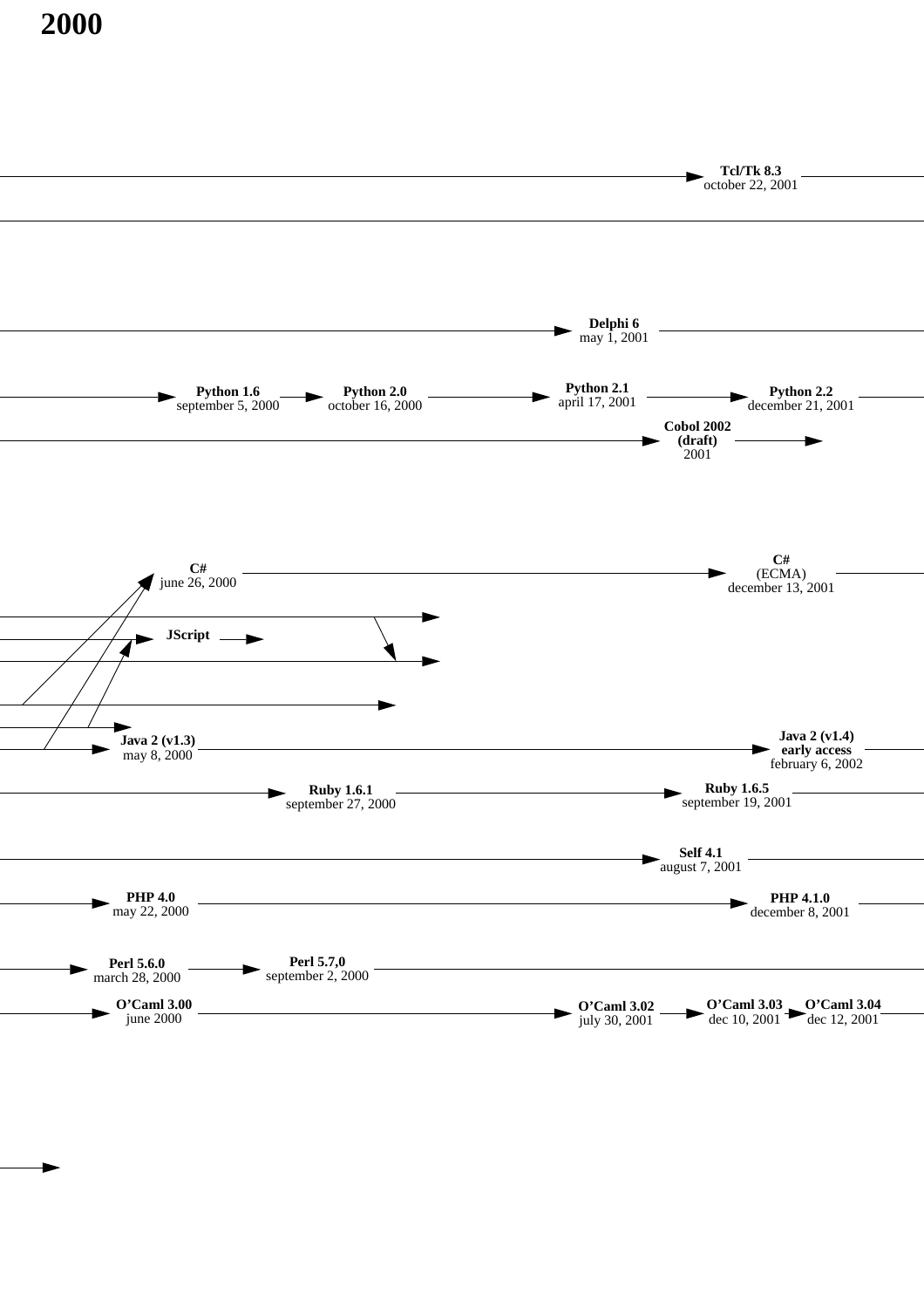# 2000

**Tcl/Tk 8.3**
october 22, 2001

**Delphi 6**
may 1, 2001

**Python 1.6**
september 5, 2000

**Python 2.0**
october 16, 2000

**Python 2.1**
april 17, 2001

**Python 2.2**
december 21, 2001

**Cobol 2002**
**(draft)**
2001

**C#**
june 26, 2000

**C#**
(ECMA)
december 13, 2001

**JScript**

**Java 2 (v1.3)**
may 8, 2000

**Java 2 (v1.4)**
**early access**
february 6, 2002

**Ruby 1.6.1**
september 27, 2000

**Ruby 1.6.5**
september 19, 2001

**Self 4.1**
august 7, 2001

**PHP 4.0**
may 22, 2000

**PHP 4.1.0**
december 8, 2001

**Perl 5.6.0**
march 28, 2000

**Perl 5.7,0**
september 2, 2000

**O'Caml 3.00**
june 2000

**O'Caml 3.02**
july 30, 2001

**O'Caml 3.03**
dec 10, 2001

**O'Caml 3.04**
dec 12, 2001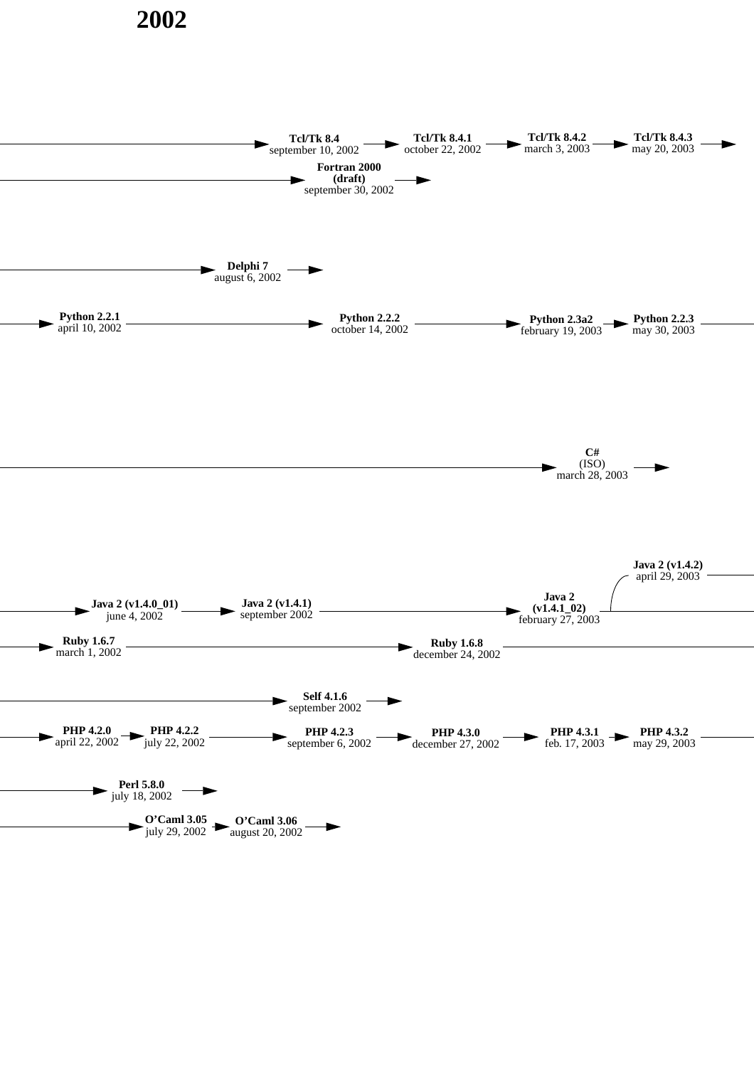# 2002

**Tcl/Tk 8.4**
september 10, 2002

**Tcl/Tk 8.4.1**
october 22, 2002

**Tcl/Tk 8.4.2**
march 3, 2003

**Tcl/Tk 8.4.3**
may 20, 2003

**Fortran 2000 (draft)**
september 30, 2002

**Delphi 7**
august 6, 2002

**Python 2.2.1**
april 10, 2002

**Python 2.2.2**
october 14, 2002

**Python 2.3a2**
february 19, 2003

**Python 2.2.3**
may 30, 2003

**C#**
(ISO)
march 28, 2003

**Java 2 (v1.4.0_01)**
june 4, 2002

**Java 2 (v1.4.1)**
september 2002

**Java 2 (v1.4.1_02)**
february 27, 2003

**Java 2 (v1.4.2)**
april 29, 2003

**Ruby 1.6.7**
march 1, 2002

**Ruby 1.6.8**
december 24, 2002

**Self 4.1.6**
september 2002

**PHP 4.2.0**
april 22, 2002

**PHP 4.2.2**
july 22, 2002

**PHP 4.2.3**
september 6, 2002

**PHP 4.3.0**
december 27, 2002

**PHP 4.3.1**
feb. 17, 2003

**PHP 4.3.2**
may 29, 2003

**Perl 5.8.0**
july 18, 2002

**O'Caml 3.05**
july 29, 2002

**O'Caml 3.06**
august 20, 2002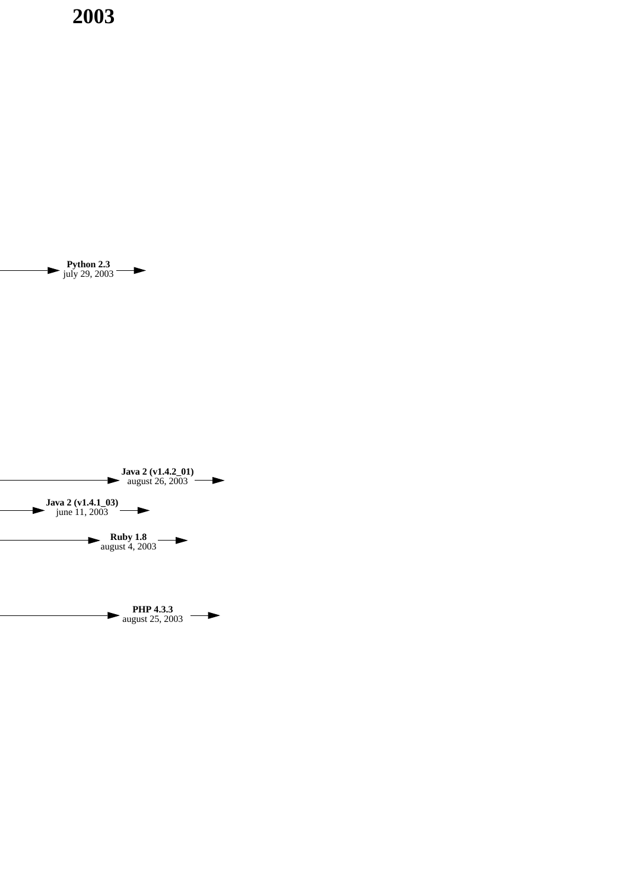# 2003

**Python 2.3**
july 29, 2003

**Java 2 (v1.4.2_01)**
august 26, 2003

**Java 2 (v1.4.1_03)**
june 11, 2003

**Ruby 1.8**
august 4, 2003

**PHP 4.3.3**
august 25, 2003